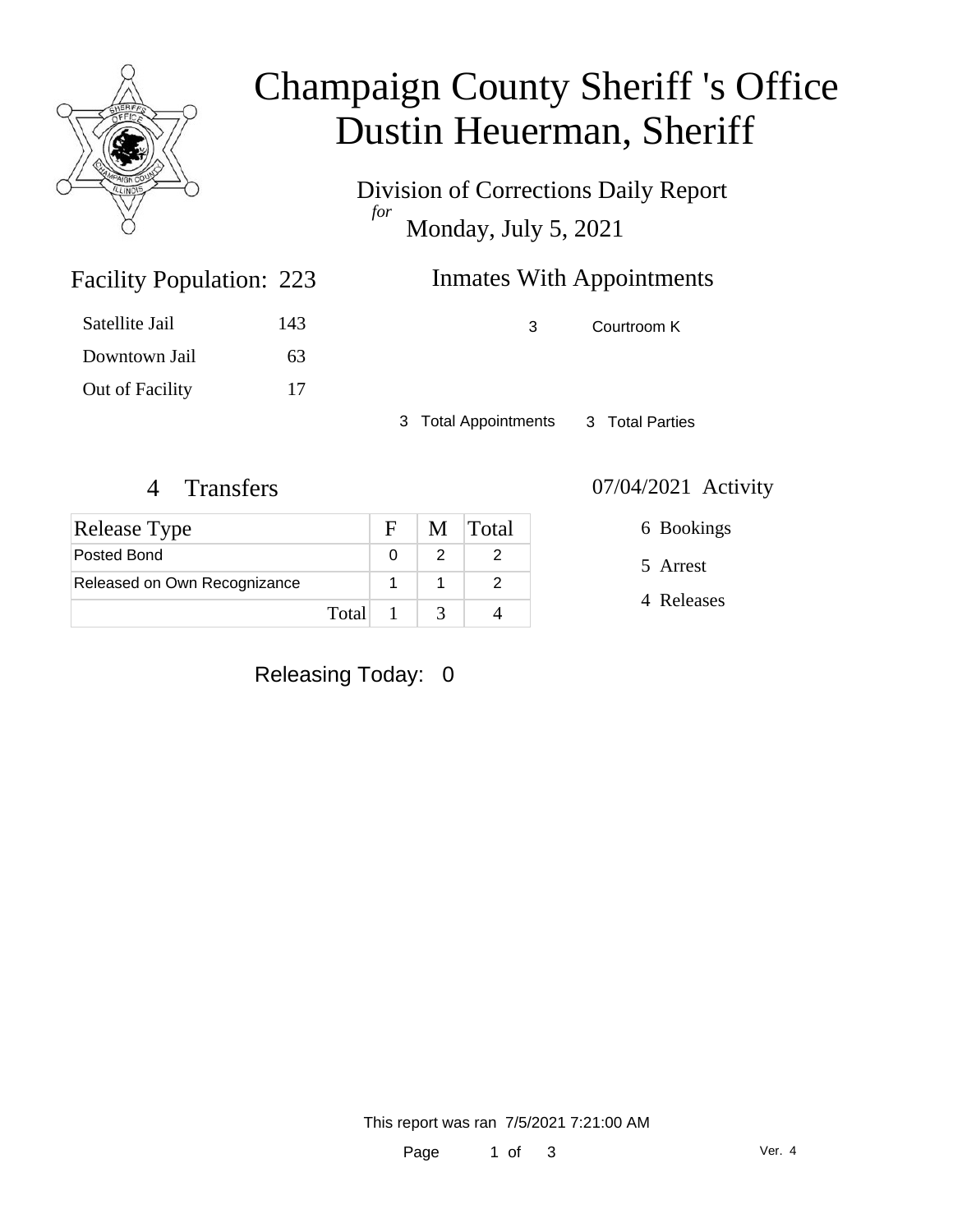# Champaign County Sheriff 's Office
# Dustin Heuerman, Sheriff

Division of Corrections Daily Report
*for*
Monday, July 5, 2021

## Facility Population: 223

| | |
|---|---|
| Satellite Jail | 143 |
| Downtown Jail | 63 |
| Out of Facility | 17 |

## Inmates With Appointments

| | |
|---|---|
| 3 | Courtroom K |

3 Total Appointments    3 Total Parties

## 4 Transfers

| Release Type | F | M | Total |
|---|---|---|---|
| Posted Bond | 0 | 2 | 2 |
| Released on Own Recognizance | 1 | 1 | 2 |
| Total | 1 | 3 | 4 |

## 07/04/2021 Activity

6 Bookings

5 Arrest

4 Releases

Releasing Today: 0

This report was ran 7/5/2021 7:21:00 AM

Ver. 4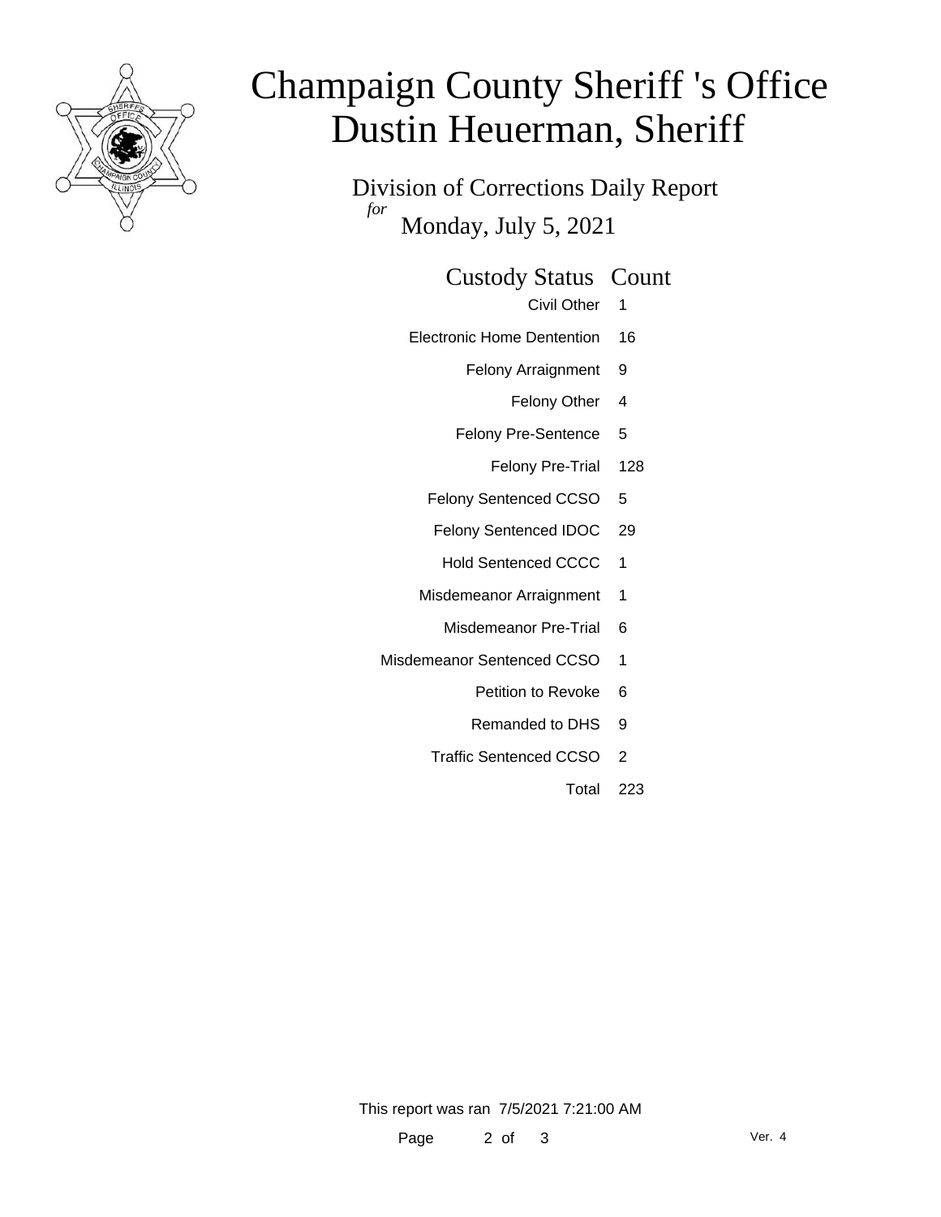# Champaign County Sheriff 's Office
# Dustin Heuerman, Sheriff

Division of Corrections Daily Report

*for* Monday, July 5, 2021

| Custody Status | Count |
|---|---|
| Civil Other | 1 |
| Electronic Home Dentention | 16 |
| Felony Arraignment | 9 |
| Felony Other | 4 |
| Felony Pre-Sentence | 5 |
| Felony Pre-Trial | 128 |
| Felony Sentenced CCSO | 5 |
| Felony Sentenced IDOC | 29 |
| Hold Sentenced CCCC | 1 |
| Misdemeanor Arraignment | 1 |
| Misdemeanor Pre-Trial | 6 |
| Misdemeanor Sentenced CCSO | 1 |
| Petition to Revoke | 6 |
| Remanded to DHS | 9 |
| Traffic Sentenced CCSO | 2 |
| Total | 223 |

This report was ran 7/5/2021 7:21:00 AM

Ver. 4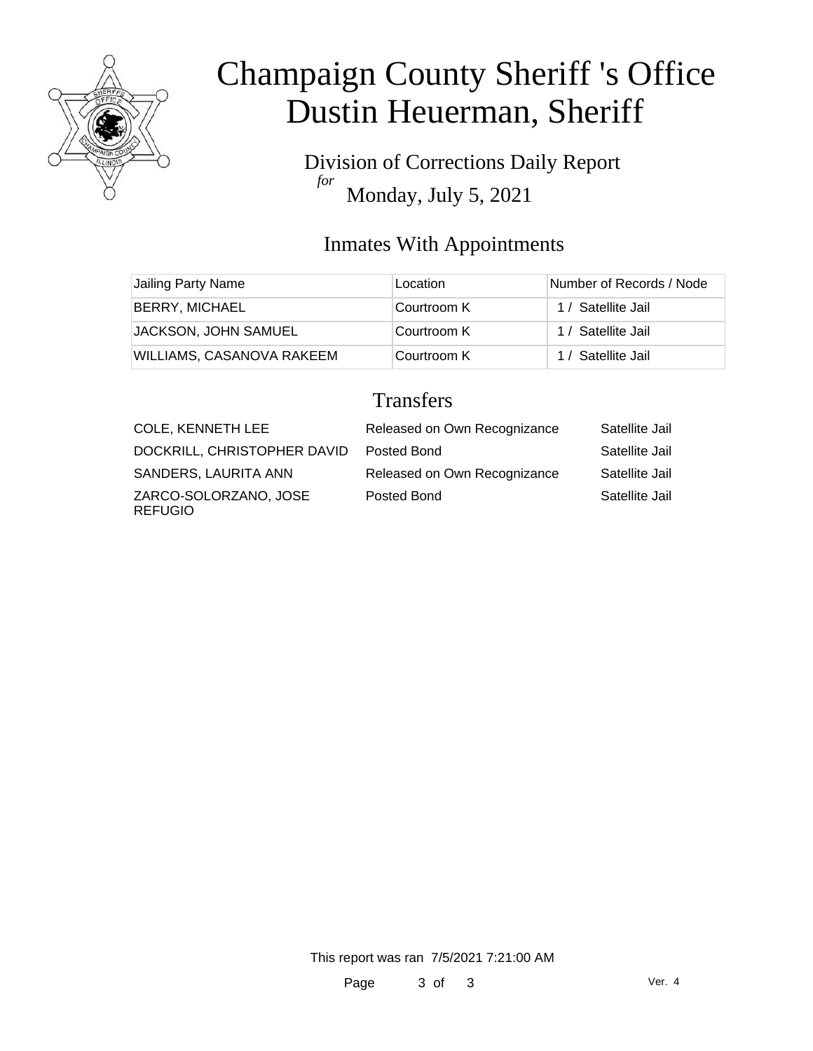# Champaign County Sheriff 's Office
# Dustin Heuerman, Sheriff

Division of Corrections Daily Report
*for*
Monday, July 5, 2021

## Inmates With Appointments

| Jailing Party Name | Location | Number of Records / Node |
|---|---|---|
| BERRY, MICHAEL | Courtroom K | 1 / Satellite Jail |
| JACKSON, JOHN SAMUEL | Courtroom K | 1 / Satellite Jail |
| WILLIAMS, CASANOVA RAKEEM | Courtroom K | 1 / Satellite Jail |

## Transfers

| | | |
|---|---|---|
| COLE, KENNETH LEE | Released on Own Recognizance | Satellite Jail |
| DOCKRILL, CHRISTOPHER DAVID | Posted Bond | Satellite Jail |
| SANDERS, LAURITA ANN | Released on Own Recognizance | Satellite Jail |
| ZARCO-SOLORZANO, JOSE REFUGIO | Posted Bond | Satellite Jail |

This report was ran 7/5/2021 7:21:00 AM

Ver. 4